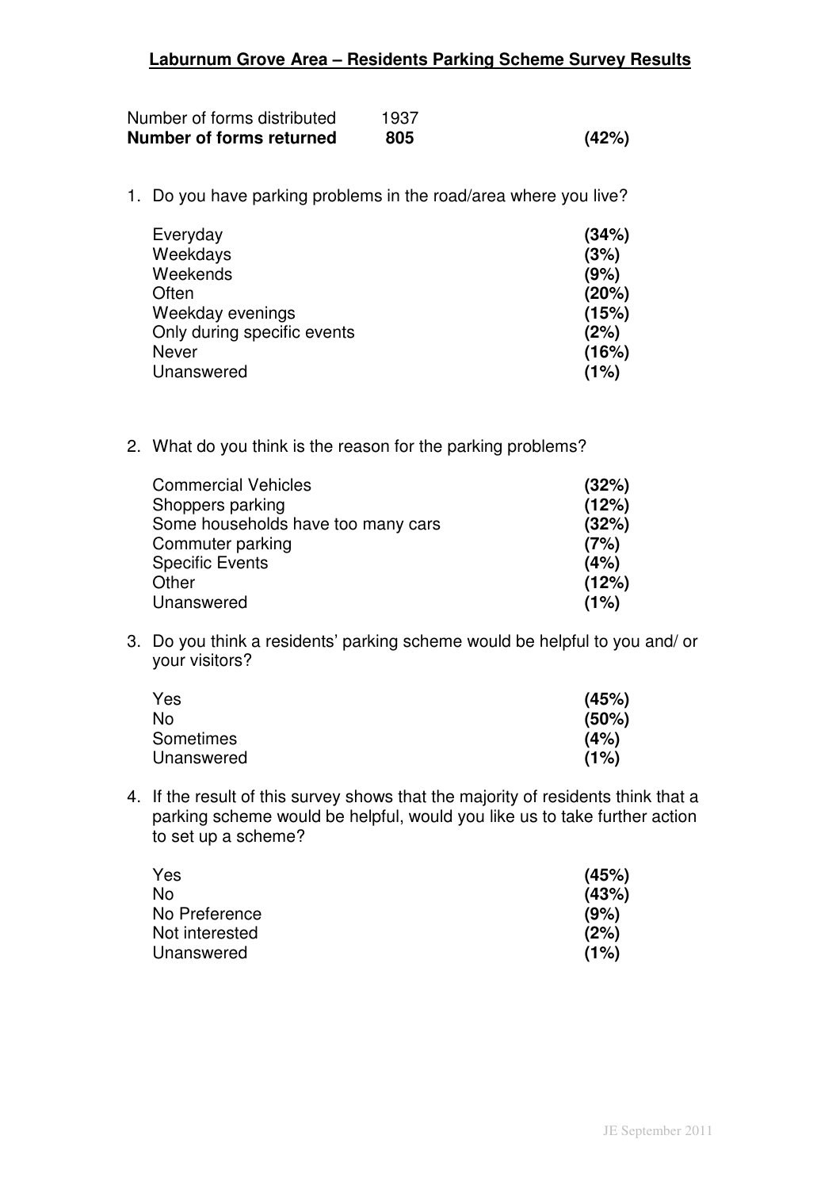# Laburnum Grove Area – Residents Parking Scheme Survey Results

| | | |
|---|---|---|
| Number of forms distributed | 1937 | |
| **Number of forms returned** | **805** | **(42%)** |

1. Do you have parking problems in the road/area where you live?

| | |
|---|---|
| Everyday | **(34%)** |
| Weekdays | **(3%)** |
| Weekends | **(9%)** |
| Often | **(20%)** |
| Weekday evenings | **(15%)** |
| Only during specific events | **(2%)** |
| Never | **(16%)** |
| Unanswered | **(1%)** |

2. What do you think is the reason for the parking problems?

| | |
|---|---|
| Commercial Vehicles | **(32%)** |
| Shoppers parking | **(12%)** |
| Some households have too many cars | **(32%)** |
| Commuter parking | **(7%)** |
| Specific Events | **(4%)** |
| Other | **(12%)** |
| Unanswered | **(1%)** |

3. Do you think a residents' parking scheme would be helpful to you and/ or your visitors?

| | |
|---|---|
| Yes | **(45%)** |
| No | **(50%)** |
| Sometimes | **(4%)** |
| Unanswered | **(1%)** |

4. If the result of this survey shows that the majority of residents think that a parking scheme would be helpful, would you like us to take further action to set up a scheme?

| | |
|---|---|
| Yes | **(45%)** |
| No | **(43%)** |
| No Preference | **(9%)** |
| Not interested | **(2%)** |
| Unanswered | **(1%)** |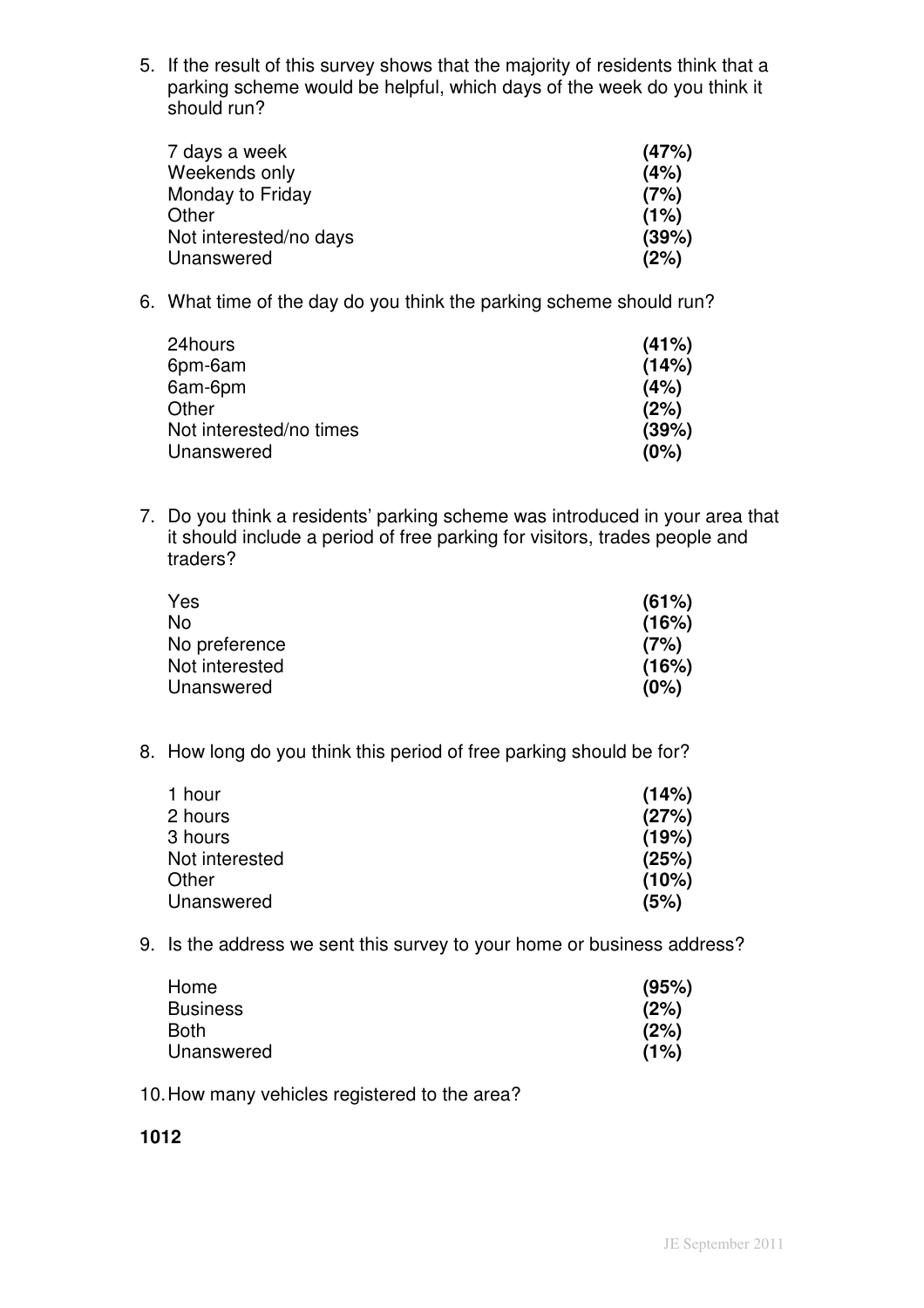5. If the result of this survey shows that the majority of residents think that a parking scheme would be helpful, which days of the week do you think it should run?

| | |
|---|---|
| 7 days a week | **(47%)** |
| Weekends only | **(4%)** |
| Monday to Friday | **(7%)** |
| Other | **(1%)** |
| Not interested/no days | **(39%)** |
| Unanswered | **(2%)** |

6. What time of the day do you think the parking scheme should run?

| | |
|---|---|
| 24hours | **(41%)** |
| 6pm-6am | **(14%)** |
| 6am-6pm | **(4%)** |
| Other | **(2%)** |
| Not interested/no times | **(39%)** |
| Unanswered | **(0%)** |

7. Do you think a residents' parking scheme was introduced in your area that it should include a period of free parking for visitors, trades people and traders?

| | |
|---|---|
| Yes | **(61%)** |
| No | **(16%)** |
| No preference | **(7%)** |
| Not interested | **(16%)** |
| Unanswered | **(0%)** |

8. How long do you think this period of free parking should be for?

| | |
|---|---|
| 1 hour | **(14%)** |
| 2 hours | **(27%)** |
| 3 hours | **(19%)** |
| Not interested | **(25%)** |
| Other | **(10%)** |
| Unanswered | **(5%)** |

9. Is the address we sent this survey to your home or business address?

| | |
|---|---|
| Home | **(95%)** |
| Business | **(2%)** |
| Both | **(2%)** |
| Unanswered | **(1%)** |

10. How many vehicles registered to the area?

**1012**

JE September 2011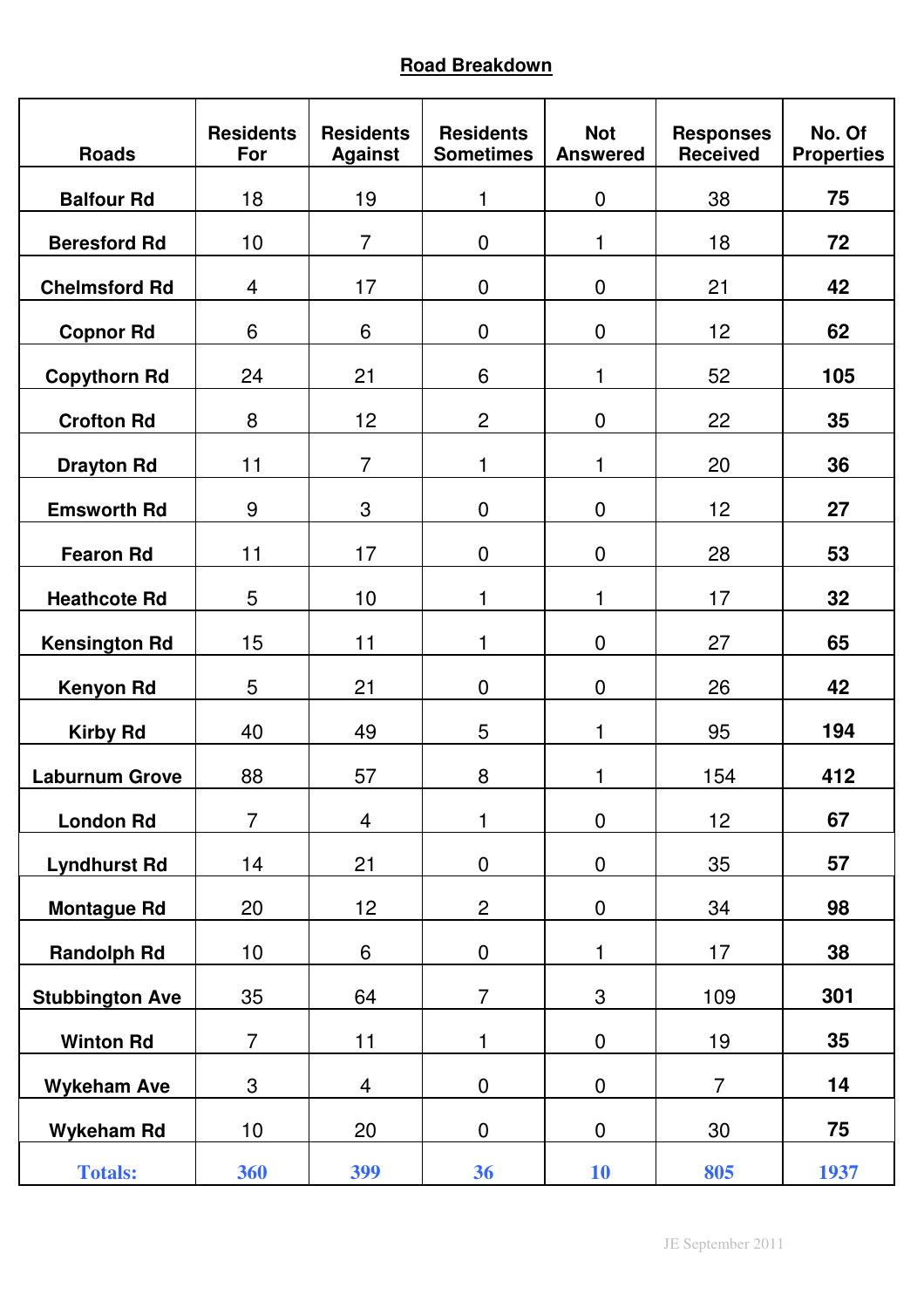## Road Breakdown

| Roads | Residents For | Residents Against | Residents Sometimes | Not Answered | Responses Received | No. Of Properties |
|---|---|---|---|---|---|---|
| **Balfour Rd** | 18 | 19 | 1 | 0 | 38 | **75** |
| **Beresford Rd** | 10 | 7 | 0 | 1 | 18 | **72** |
| **Chelmsford Rd** | 4 | 17 | 0 | 0 | 21 | **42** |
| **Copnor Rd** | 6 | 6 | 0 | 0 | 12 | **62** |
| **Copythorn Rd** | 24 | 21 | 6 | 1 | 52 | **105** |
| **Crofton Rd** | 8 | 12 | 2 | 0 | 22 | **35** |
| **Drayton Rd** | 11 | 7 | 1 | 1 | 20 | **36** |
| **Emsworth Rd** | 9 | 3 | 0 | 0 | 12 | **27** |
| **Fearon Rd** | 11 | 17 | 0 | 0 | 28 | **53** |
| **Heathcote Rd** | 5 | 10 | 1 | 1 | 17 | **32** |
| **Kensington Rd** | 15 | 11 | 1 | 0 | 27 | **65** |
| **Kenyon Rd** | 5 | 21 | 0 | 0 | 26 | **42** |
| **Kirby Rd** | 40 | 49 | 5 | 1 | 95 | **194** |
| **Laburnum Grove** | 88 | 57 | 8 | 1 | 154 | **412** |
| **London Rd** | 7 | 4 | 1 | 0 | 12 | **67** |
| **Lyndhurst Rd** | 14 | 21 | 0 | 0 | 35 | **57** |
| **Montague Rd** | 20 | 12 | 2 | 0 | 34 | **98** |
| **Randolph Rd** | 10 | 6 | 0 | 1 | 17 | **38** |
| **Stubbington Ave** | 35 | 64 | 7 | 3 | 109 | **301** |
| **Winton Rd** | 7 | 11 | 1 | 0 | 19 | **35** |
| **Wykeham Ave** | 3 | 4 | 0 | 0 | 7 | **14** |
| **Wykeham Rd** | 10 | 20 | 0 | 0 | 30 | **75** |
| **Totals:** | **360** | **399** | **36** | **10** | **805** | **1937** |

JE September 2011